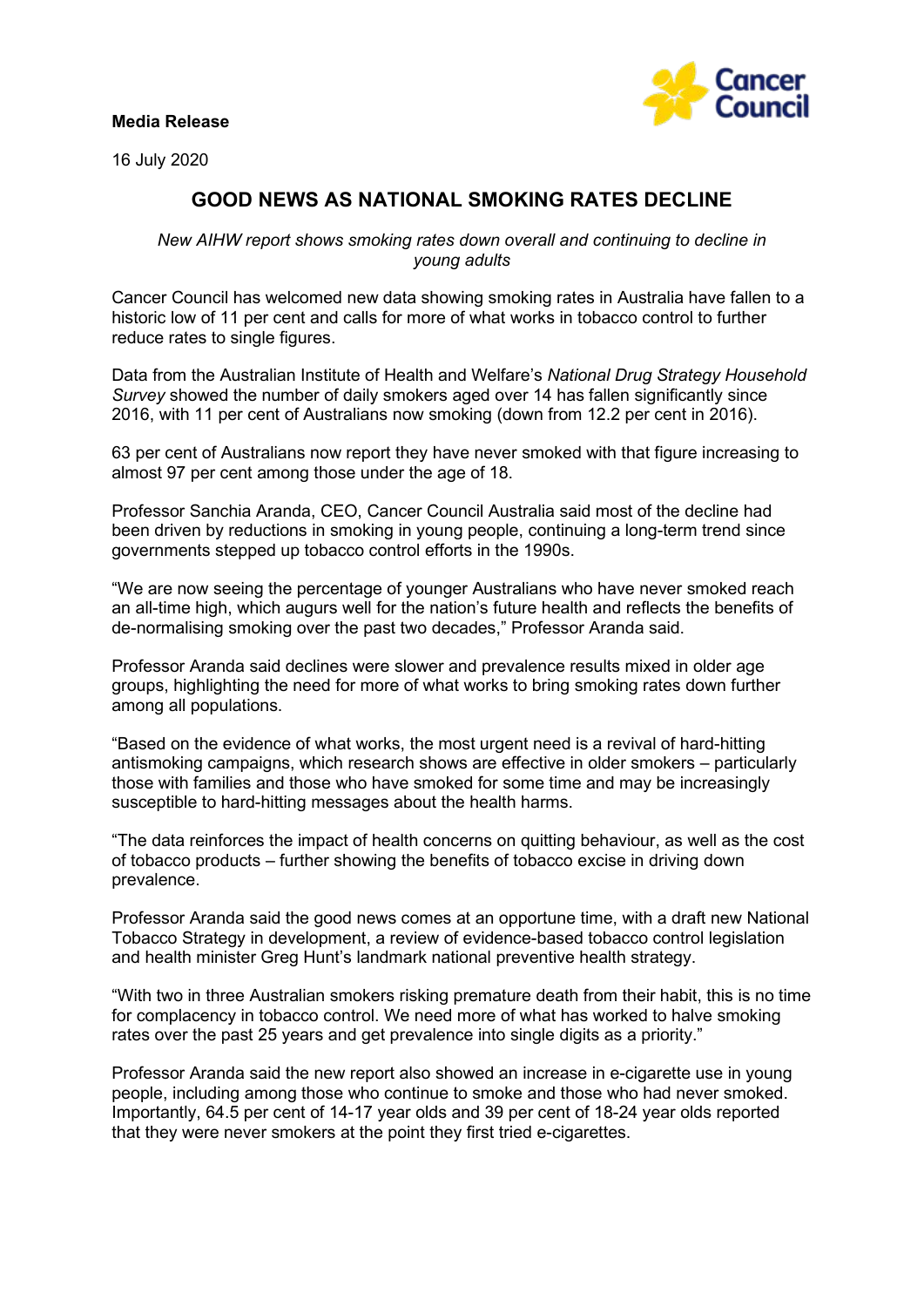**Media Release**

16 July 2020

# GOOD NEWS AS NATIONAL SMOKING RATES DECLINE

*New AIHW report shows smoking rates down overall and continuing to decline in young adults*

Cancer Council has welcomed new data showing smoking rates in Australia have fallen to a historic low of 11 per cent and calls for more of what works in tobacco control to further reduce rates to single figures.

Data from the Australian Institute of Health and Welfare's *National Drug Strategy Household Survey* showed the number of daily smokers aged over 14 has fallen significantly since 2016, with 11 per cent of Australians now smoking (down from 12.2 per cent in 2016).

63 per cent of Australians now report they have never smoked with that figure increasing to almost 97 per cent among those under the age of 18.

Professor Sanchia Aranda, CEO, Cancer Council Australia said most of the decline had been driven by reductions in smoking in young people, continuing a long-term trend since governments stepped up tobacco control efforts in the 1990s.

"We are now seeing the percentage of younger Australians who have never smoked reach an all-time high, which augurs well for the nation's future health and reflects the benefits of de-normalising smoking over the past two decades," Professor Aranda said.

Professor Aranda said declines were slower and prevalence results mixed in older age groups, highlighting the need for more of what works to bring smoking rates down further among all populations.

"Based on the evidence of what works, the most urgent need is a revival of hard-hitting antismoking campaigns, which research shows are effective in older smokers – particularly those with families and those who have smoked for some time and may be increasingly susceptible to hard-hitting messages about the health harms.

"The data reinforces the impact of health concerns on quitting behaviour, as well as the cost of tobacco products – further showing the benefits of tobacco excise in driving down prevalence.

Professor Aranda said the good news comes at an opportune time, with a draft new National Tobacco Strategy in development, a review of evidence-based tobacco control legislation and health minister Greg Hunt's landmark national preventive health strategy.

"With two in three Australian smokers risking premature death from their habit, this is no time for complacency in tobacco control. We need more of what has worked to halve smoking rates over the past 25 years and get prevalence into single digits as a priority."

Professor Aranda said the new report also showed an increase in e-cigarette use in young people, including among those who continue to smoke and those who had never smoked. Importantly, 64.5 per cent of 14-17 year olds and 39 per cent of 18-24 year olds reported that they were never smokers at the point they first tried e-cigarettes.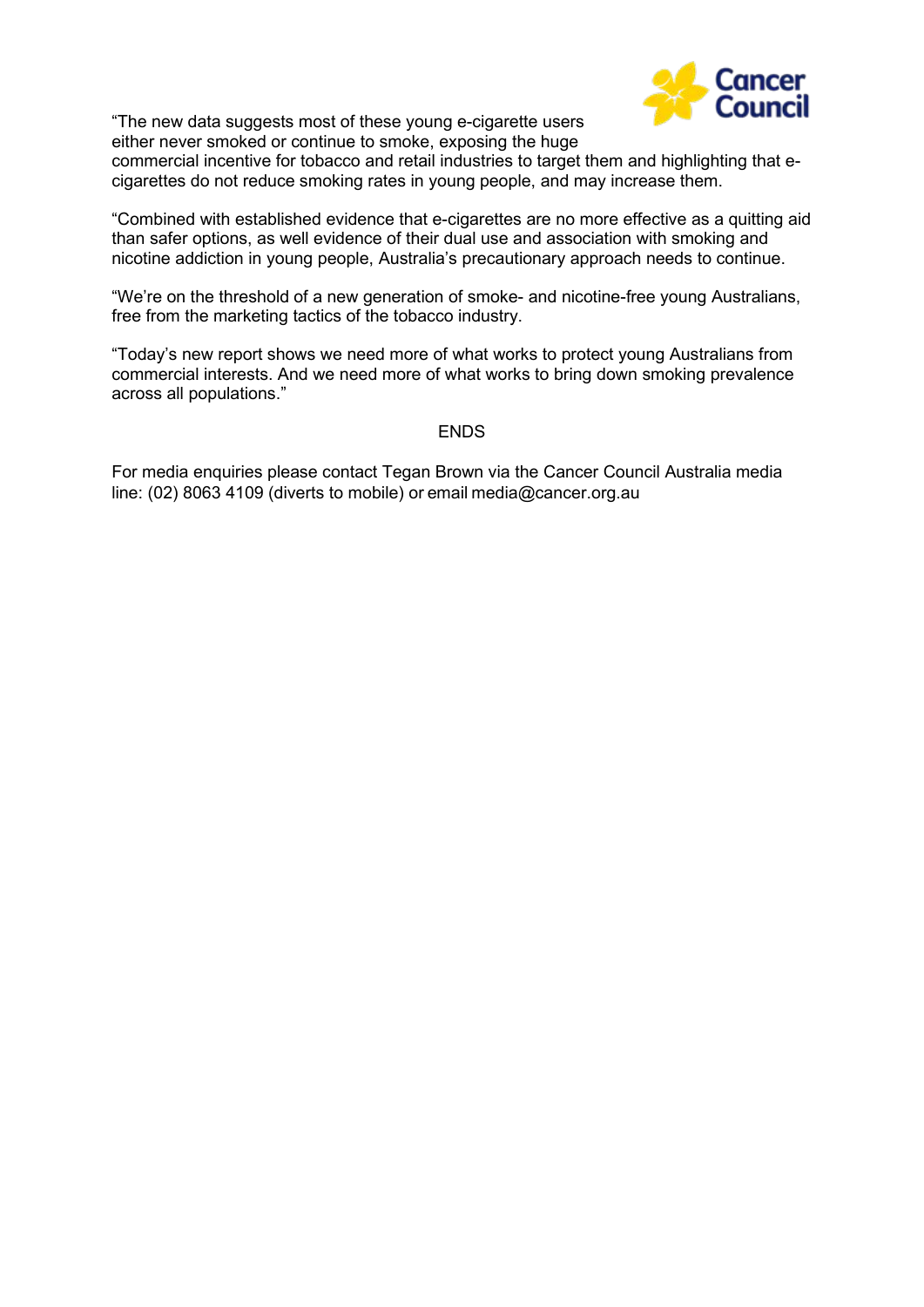"The new data suggests most of these young e-cigarette users either never smoked or continue to smoke, exposing the huge commercial incentive for tobacco and retail industries to target them and highlighting that e-cigarettes do not reduce smoking rates in young people, and may increase them.

"Combined with established evidence that e-cigarettes are no more effective as a quitting aid than safer options, as well evidence of their dual use and association with smoking and nicotine addiction in young people, Australia's precautionary approach needs to continue.

"We're on the threshold of a new generation of smoke- and nicotine-free young Australians, free from the marketing tactics of the tobacco industry.

"Today's new report shows we need more of what works to protect young Australians from commercial interests. And we need more of what works to bring down smoking prevalence across all populations."

ENDS

For media enquiries please contact Tegan Brown via the Cancer Council Australia media line: (02) 8063 4109 (diverts to mobile) or email media@cancer.org.au